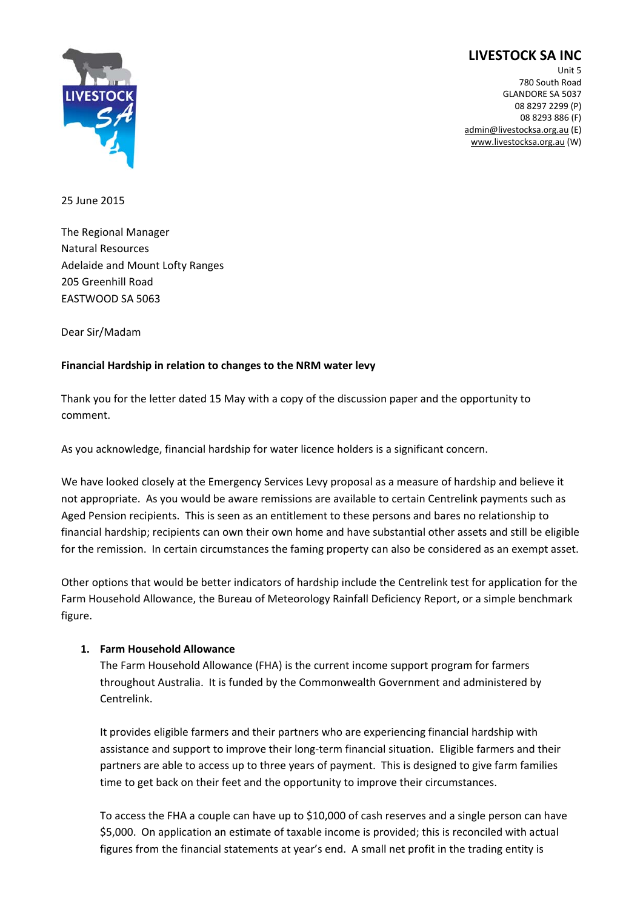# LIVESTOCK SA INC

Unit 5
780 South Road
GLANDORE SA 5037
08 8297 2299 (P)
08 8293 886 (F)
admin@livestocksa.org.au (E)
www.livestocksa.org.au (W)

25 June 2015

The Regional Manager
Natural Resources
Adelaide and Mount Lofty Ranges
205 Greenhill Road
EASTWOOD SA 5063

Dear Sir/Madam

**Financial Hardship in relation to changes to the NRM water levy**

Thank you for the letter dated 15 May with a copy of the discussion paper and the opportunity to comment.

As you acknowledge, financial hardship for water licence holders is a significant concern.

We have looked closely at the Emergency Services Levy proposal as a measure of hardship and believe it not appropriate. As you would be aware remissions are available to certain Centrelink payments such as Aged Pension recipients. This is seen as an entitlement to these persons and bares no relationship to financial hardship; recipients can own their own home and have substantial other assets and still be eligible for the remission. In certain circumstances the faming property can also be considered as an exempt asset.

Other options that would be better indicators of hardship include the Centrelink test for application for the Farm Household Allowance, the Bureau of Meteorology Rainfall Deficiency Report, or a simple benchmark figure.

1. **Farm Household Allowance**

   The Farm Household Allowance (FHA) is the current income support program for farmers throughout Australia. It is funded by the Commonwealth Government and administered by Centrelink.

   It provides eligible farmers and their partners who are experiencing financial hardship with assistance and support to improve their long-term financial situation. Eligible farmers and their partners are able to access up to three years of payment. This is designed to give farm families time to get back on their feet and the opportunity to improve their circumstances.

   To access the FHA a couple can have up to $10,000 of cash reserves and a single person can have $5,000. On application an estimate of taxable income is provided; this is reconciled with actual figures from the financial statements at year's end. A small net profit in the trading entity is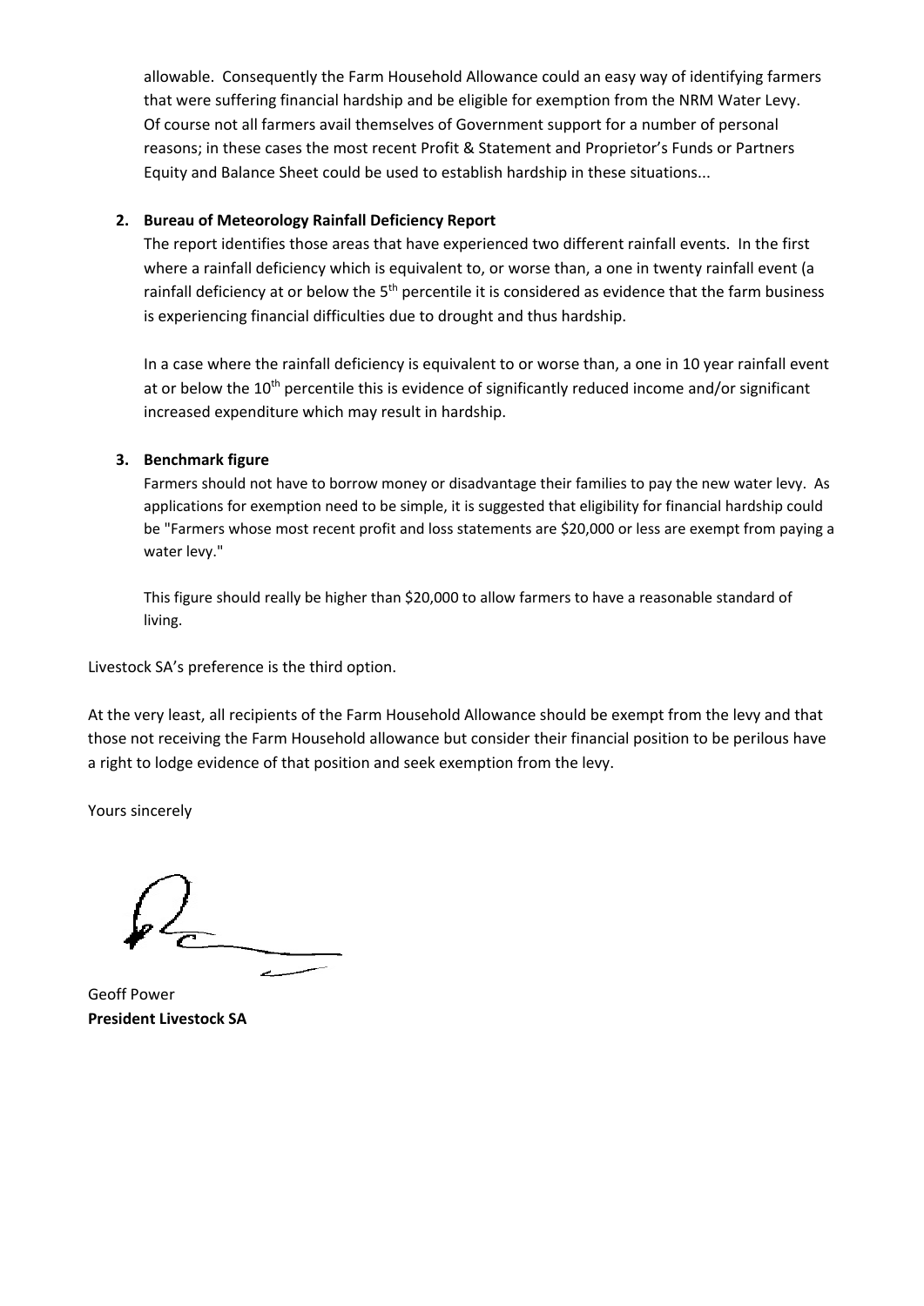allowable. Consequently the Farm Household Allowance could an easy way of identifying farmers that were suffering financial hardship and be eligible for exemption from the NRM Water Levy. Of course not all farmers avail themselves of Government support for a number of personal reasons; in these cases the most recent Profit & Statement and Proprietor's Funds or Partners Equity and Balance Sheet could be used to establish hardship in these situations...

2. **Bureau of Meteorology Rainfall Deficiency Report**

   The report identifies those areas that have experienced two different rainfall events. In the first where a rainfall deficiency which is equivalent to, or worse than, a one in twenty rainfall event (a rainfall deficiency at or below the 5th percentile it is considered as evidence that the farm business is experiencing financial difficulties due to drought and thus hardship.

   In a case where the rainfall deficiency is equivalent to or worse than, a one in 10 year rainfall event at or below the 10th percentile this is evidence of significantly reduced income and/or significant increased expenditure which may result in hardship.

3. **Benchmark figure**

   Farmers should not have to borrow money or disadvantage their families to pay the new water levy. As applications for exemption need to be simple, it is suggested that eligibility for financial hardship could be "Farmers whose most recent profit and loss statements are $20,000 or less are exempt from paying a water levy."

   This figure should really be higher than $20,000 to allow farmers to have a reasonable standard of living.

Livestock SA's preference is the third option.

At the very least, all recipients of the Farm Household Allowance should be exempt from the levy and that those not receiving the Farm Household allowance but consider their financial position to be perilous have a right to lodge evidence of that position and seek exemption from the levy.

Yours sincerely

Geoff Power
**President Livestock SA**